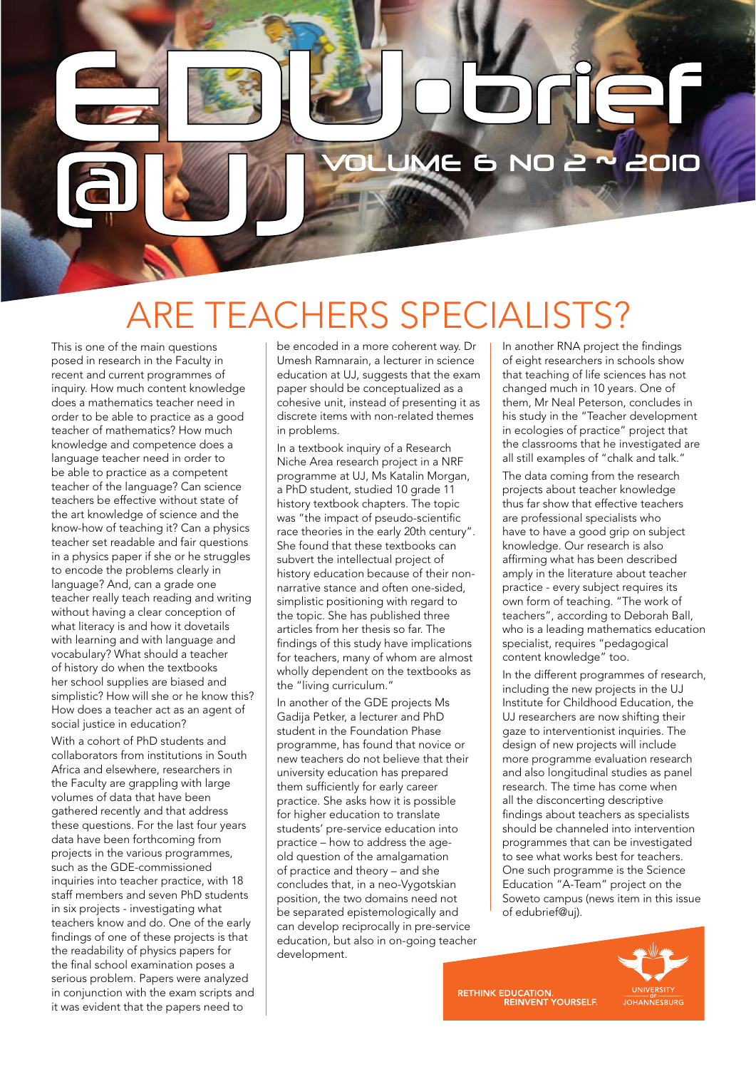# EDU•brief @UJ

VOLUME 6 NO 2 ~ 2010

## ARE TEACHERS SPECIALISTS?

This is one of the main questions posed in research in the Faculty in recent and current programmes of inquiry. How much content knowledge does a mathematics teacher need in order to be able to practice as a good teacher of mathematics? How much knowledge and competence does a language teacher need in order to be able to practice as a competent teacher of the language? Can science teachers be effective without state of the art knowledge of science and the know-how of teaching it? Can a physics teacher set readable and fair questions in a physics paper if she or he struggles to encode the problems clearly in language? And, can a grade one teacher really teach reading and writing without having a clear conception of what literacy is and how it dovetails with learning and with language and vocabulary? What should a teacher of history do when the textbooks her school supplies are biased and simplistic? How will she or he know this? How does a teacher act as an agent of social justice in education?

With a cohort of PhD students and collaborators from institutions in South Africa and elsewhere, researchers in the Faculty are grappling with large volumes of data that have been gathered recently and that address these questions. For the last four years data have been forthcoming from projects in the various programmes, such as the GDE-commissioned inquiries into teacher practice, with 18 staff members and seven PhD students in six projects - investigating what teachers know and do. One of the early findings of one of these projects is that the readability of physics papers for the final school examination poses a serious problem. Papers were analyzed in conjunction with the exam scripts and it was evident that the papers need to be encoded in a more coherent way. Dr Umesh Ramnarain, a lecturer in science education at UJ, suggests that the exam paper should be conceptualized as a cohesive unit, instead of presenting it as discrete items with non-related themes in problems.

In a textbook inquiry of a Research Niche Area research project in a NRF programme at UJ, Ms Katalin Morgan, a PhD student, studied 10 grade 11 history textbook chapters. The topic was "the impact of pseudo-scientific race theories in the early 20th century". She found that these textbooks can subvert the intellectual project of history education because of their non-narrative stance and often one-sided, simplistic positioning with regard to the topic. She has published three articles from her thesis so far. The findings of this study have implications for teachers, many of whom are almost wholly dependent on the textbooks as the "living curriculum."

In another of the GDE projects Ms Gadija Petker, a lecturer and PhD student in the Foundation Phase programme, has found that novice or new teachers do not believe that their university education has prepared them sufficiently for early career practice. She asks how it is possible for higher education to translate students' pre-service education into practice – how to address the age-old question of the amalgamation of practice and theory – and she concludes that, in a neo-Vygotskian position, the two domains need not be separated epistemologically and can develop reciprocally in pre-service education, but also in on-going teacher development.

In another RNA project the findings of eight researchers in schools show that teaching of life sciences has not changed much in 10 years. One of them, Mr Neal Peterson, concludes in his study in the "Teacher development in ecologies of practice" project that the classrooms that he investigated are all still examples of "chalk and talk."

The data coming from the research projects about teacher knowledge thus far show that effective teachers are professional specialists who have to have a good grip on subject knowledge. Our research is also affirming what has been described amply in the literature about teacher practice - every subject requires its own form of teaching. "The work of teachers", according to Deborah Ball, who is a leading mathematics education specialist, requires "pedagogical content knowledge" too.

In the different programmes of research, including the new projects in the UJ Institute for Childhood Education, the UJ researchers are now shifting their gaze to interventionist inquiries. The design of new projects will include more programme evaluation research and also longitudinal studies as panel research. The time has come when all the disconcerting descriptive findings about teachers as specialists should be channeled into intervention programmes that can be investigated to see what works best for teachers. One such programme is the Science Education "A-Team" project on the Soweto campus (news item in this issue of edubrief@uj).

RETHINK EDUCATION. REINVENT YOURSELF.

UNIVERSITY OF JOHANNESBURG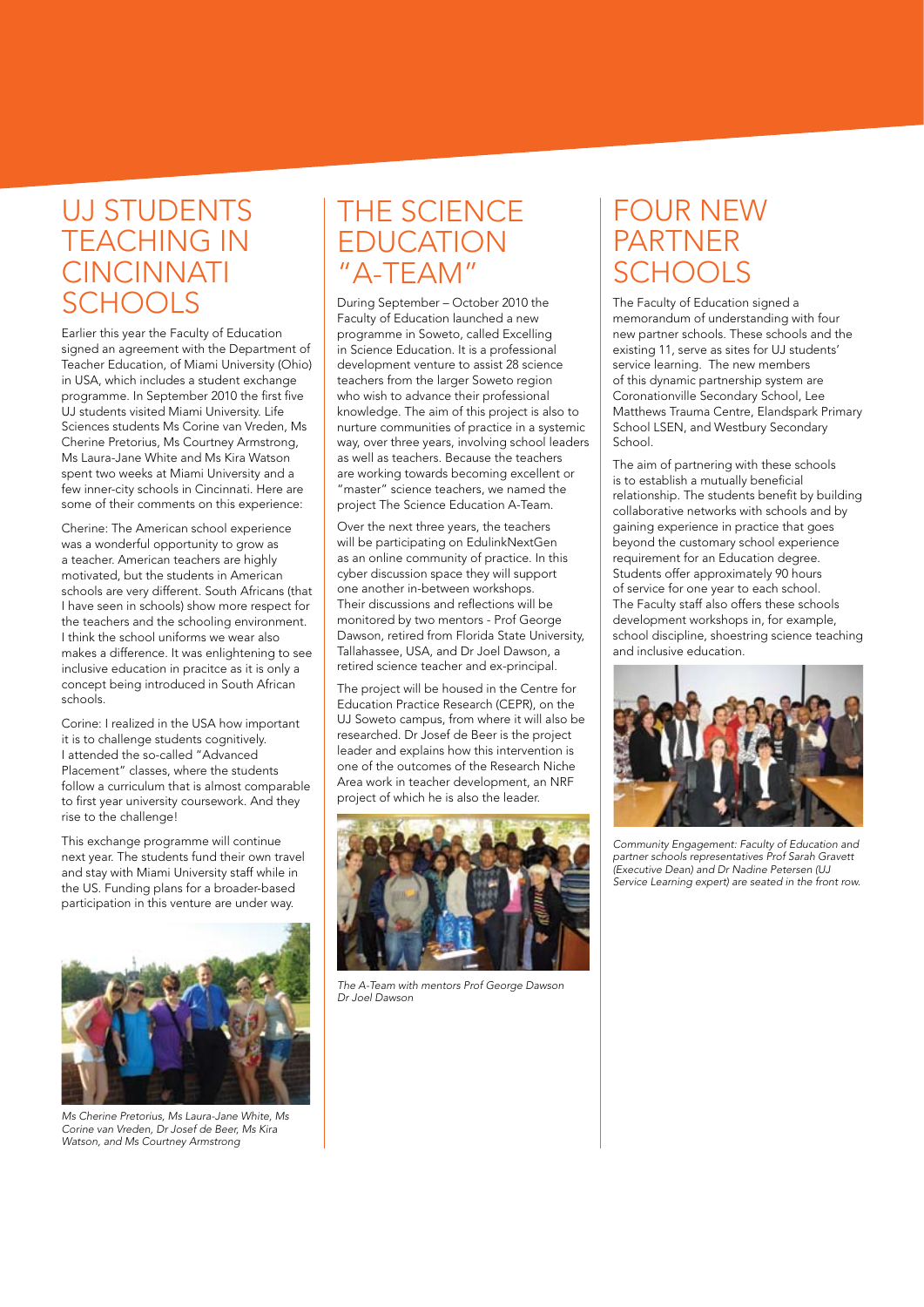# UJ STUDENTS TEACHING IN CINCINNATI SCHOOLS

Earlier this year the Faculty of Education signed an agreement with the Department of Teacher Education, of Miami University (Ohio) in USA, which includes a student exchange programme. In September 2010 the first five UJ students visited Miami University. Life Sciences students Ms Corine van Vreden, Ms Cherine Pretorius, Ms Courtney Armstrong, Ms Laura-Jane White and Ms Kira Watson spent two weeks at Miami University and a few inner-city schools in Cincinnati. Here are some of their comments on this experience:

Cherine: The American school experience was a wonderful opportunity to grow as a teacher. American teachers are highly motivated, but the students in American schools are very different. South Africans (that I have seen in schools) show more respect for the teachers and the schooling environment. I think the school uniforms we wear also makes a difference. It was enlightening to see inclusive education in pracitce as it is only a concept being introduced in South African schools.

Corine: I realized in the USA how important it is to challenge students cognitively. I attended the so-called "Advanced Placement" classes, where the students follow a curriculum that is almost comparable to first year university coursework. And they rise to the challenge!

This exchange programme will continue next year. The students fund their own travel and stay with Miami University staff while in the US. Funding plans for a broader-based participation in this venture are under way.

*Ms Cherine Pretorius, Ms Laura-Jane White, Ms Corine van Vreden, Dr Josef de Beer, Ms Kira Watson, and Ms Courtney Armstrong*

# THE SCIENCE EDUCATION "A-TEAM"

During September – October 2010 the Faculty of Education launched a new programme in Soweto, called Excelling in Science Education. It is a professional development venture to assist 28 science teachers from the larger Soweto region who wish to advance their professional knowledge. The aim of this project is also to nurture communities of practice in a systemic way, over three years, involving school leaders as well as teachers. Because the teachers are working towards becoming excellent or "master" science teachers, we named the project The Science Education A-Team.

Over the next three years, the teachers will be participating on EdulinkNextGen as an online community of practice. In this cyber discussion space they will support one another in-between workshops. Their discussions and reflections will be monitored by two mentors - Prof George Dawson, retired from Florida State University, Tallahassee, USA, and Dr Joel Dawson, a retired science teacher and ex-principal.

The project will be housed in the Centre for Education Practice Research (CEPR), on the UJ Soweto campus, from where it will also be researched. Dr Josef de Beer is the project leader and explains how this intervention is one of the outcomes of the Research Niche Area work in teacher development, an NRF project of which he is also the leader.

*The A-Team with mentors Prof George Dawson Dr Joel Dawson*

# FOUR NEW PARTNER SCHOOLS

The Faculty of Education signed a memorandum of understanding with four new partner schools. These schools and the existing 11, serve as sites for UJ students' service learning. The new members of this dynamic partnership system are Coronationville Secondary School, Lee Matthews Trauma Centre, Elandspark Primary School LSEN, and Westbury Secondary School.

The aim of partnering with these schools is to establish a mutually beneficial relationship. The students benefit by building collaborative networks with schools and by gaining experience in practice that goes beyond the customary school experience requirement for an Education degree. Students offer approximately 90 hours of service for one year to each school. The Faculty staff also offers these schools development workshops in, for example, school discipline, shoestring science teaching and inclusive education.

*Community Engagement: Faculty of Education and partner schools representatives Prof Sarah Gravett (Executive Dean) and Dr Nadine Petersen (UJ Service Learning expert) are seated in the front row.*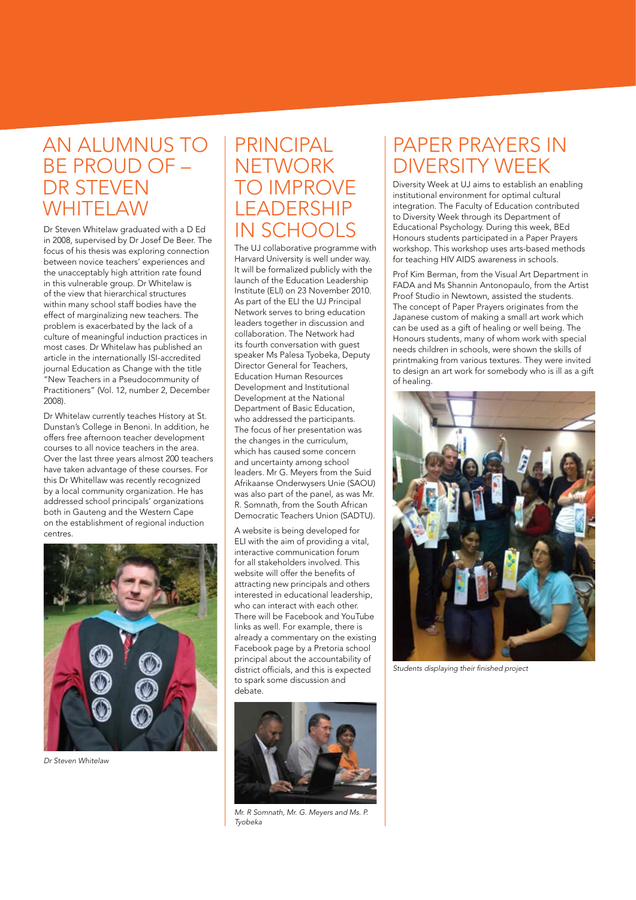## AN ALUMNUS TO BE PROUD OF – DR STEVEN WHITELAW

Dr Steven Whitelaw graduated with a D Ed in 2008, supervised by Dr Josef De Beer. The focus of his thesis was exploring connection between novice teachers' experiences and the unacceptably high attrition rate found in this vulnerable group. Dr Whitelaw is of the view that hierarchical structures within many school staff bodies have the effect of marginalizing new teachers. The problem is exacerbated by the lack of a culture of meaningful induction practices in most cases. Dr Whitelaw has published an article in the internationally ISI-accredited journal Education as Change with the title "New Teachers in a Pseudocommunity of Practitioners" (Vol. 12, number 2, December 2008).

Dr Whitelaw currently teaches History at St. Dunstan's College in Benoni. In addition, he offers free afternoon teacher development courses to all novice teachers in the area. Over the last three years almost 200 teachers have taken advantage of these courses. For this Dr Whitellaw was recently recognized by a local community organization. He has addressed school principals' organizations both in Gauteng and the Western Cape on the establishment of regional induction centres.

*Dr Steven Whitelaw*

## PRINCIPAL NETWORK TO IMPROVE LEADERSHIP IN SCHOOLS

The UJ collaborative programme with Harvard University is well under way. It will be formalized publicly with the launch of the Education Leadership Institute (ELI) on 23 November 2010. As part of the ELI the UJ Principal Network serves to bring education leaders together in discussion and collaboration. The Network had its fourth conversation with guest speaker Ms Palesa Tyobeka, Deputy Director General for Teachers, Education Human Resources Development and Institutional Development at the National Department of Basic Education, who addressed the participants. The focus of her presentation was the changes in the curriculum, which has caused some concern and uncertainty among school leaders. Mr G. Meyers from the Suid Afrikaanse Onderwysers Unie (SAOU) was also part of the panel, as was Mr. R. Somnath, from the South African Democratic Teachers Union (SADTU).

A website is being developed for ELI with the aim of providing a vital, interactive communication forum for all stakeholders involved. This website will offer the benefits of attracting new principals and others interested in educational leadership, who can interact with each other. There will be Facebook and YouTube links as well. For example, there is already a commentary on the existing Facebook page by a Pretoria school principal about the accountability of district officials, and this is expected to spark some discussion and debate.

*Mr. R Somnath, Mr. G. Meyers and Ms. P. Tyobeka*

## PAPER PRAYERS IN DIVERSITY WEEK

Diversity Week at UJ aims to establish an enabling institutional environment for optimal cultural integration. The Faculty of Education contributed to Diversity Week through its Department of Educational Psychology. During this week, BEd Honours students participated in a Paper Prayers workshop. This workshop uses arts-based methods for teaching HIV AIDS awareness in schools.

Prof Kim Berman, from the Visual Art Department in FADA and Ms Shannin Antonopaulo, from the Artist Proof Studio in Newtown, assisted the students. The concept of Paper Prayers originates from the Japanese custom of making a small art work which can be used as a gift of healing or well being. The Honours students, many of whom work with special needs children in schools, were shown the skills of printmaking from various textures. They were invited to design an art work for somebody who is ill as a gift of healing.

*Students displaying their finished project*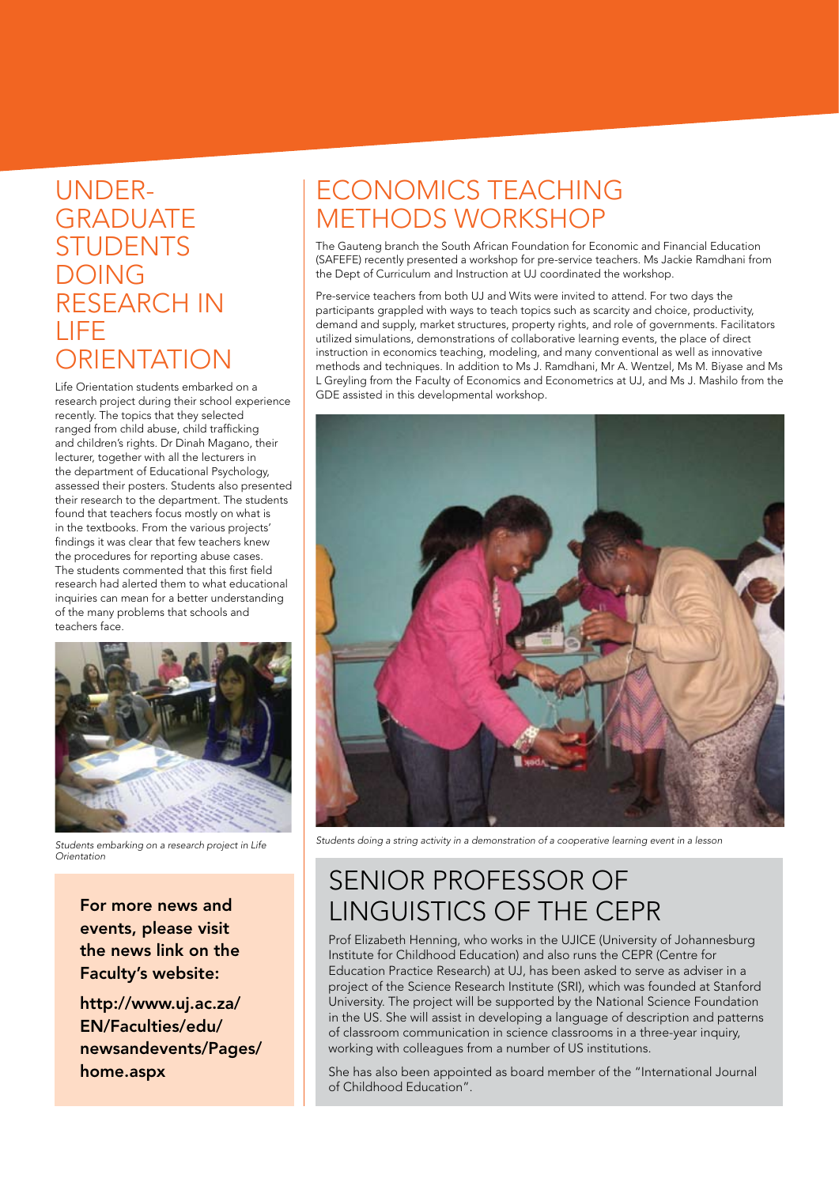## UNDERGRADUATE STUDENTS DOING RESEARCH IN LIFE ORIENTATION

Life Orientation students embarked on a research project during their school experience recently. The topics that they selected ranged from child abuse, child trafficking and children's rights. Dr Dinah Magano, their lecturer, together with all the lecturers in the department of Educational Psychology, assessed their posters. Students also presented their research to the department. The students found that teachers focus mostly on what is in the textbooks. From the various projects' findings it was clear that few teachers knew the procedures for reporting abuse cases. The students commented that this first field research had alerted them to what educational inquiries can mean for a better understanding of the many problems that schools and teachers face.

*Students embarking on a research project in Life Orientation*

**For more news and events, please visit the news link on the Faculty's website:**

**http://www.uj.ac.za/EN/Faculties/edu/newsandevents/Pages/home.aspx**

## ECONOMICS TEACHING METHODS WORKSHOP

The Gauteng branch the South African Foundation for Economic and Financial Education (SAFEFE) recently presented a workshop for pre-service teachers. Ms Jackie Ramdhani from the Dept of Curriculum and Instruction at UJ coordinated the workshop.

Pre-service teachers from both UJ and Wits were invited to attend. For two days the participants grappled with ways to teach topics such as scarcity and choice, productivity, demand and supply, market structures, property rights, and role of governments. Facilitators utilized simulations, demonstrations of collaborative learning events, the place of direct instruction in economics teaching, modeling, and many conventional as well as innovative methods and techniques. In addition to Ms J. Ramdhani, Mr A. Wentzel, Ms M. Biyase and Ms L Greyling from the Faculty of Economics and Econometrics at UJ, and Ms J. Mashilo from the GDE assisted in this developmental workshop.

*Students doing a string activity in a demonstration of a cooperative learning event in a lesson*

## SENIOR PROFESSOR OF LINGUISTICS OF THE CEPR

Prof Elizabeth Henning, who works in the UJICE (University of Johannesburg Institute for Childhood Education) and also runs the CEPR (Centre for Education Practice Research) at UJ, has been asked to serve as adviser in a project of the Science Research Institute (SRI), which was founded at Stanford University. The project will be supported by the National Science Foundation in the US. She will assist in developing a language of description and patterns of classroom communication in science classrooms in a three-year inquiry, working with colleagues from a number of US institutions.

She has also been appointed as board member of the "International Journal of Childhood Education".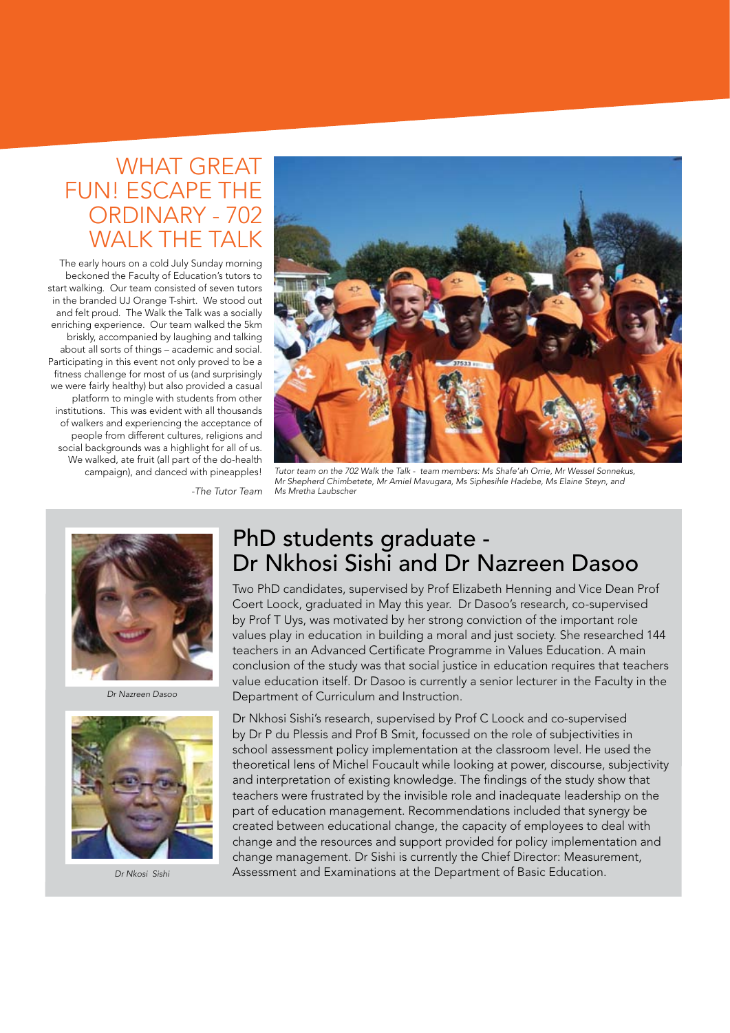## WHAT GREAT FUN! ESCAPE THE ORDINARY - 702 WALK THE TALK

The early hours on a cold July Sunday morning beckoned the Faculty of Education's tutors to start walking. Our team consisted of seven tutors in the branded UJ Orange T-shirt. We stood out and felt proud. The Walk the Talk was a socially enriching experience. Our team walked the 5km briskly, accompanied by laughing and talking about all sorts of things – academic and social. Participating in this event not only proved to be a fitness challenge for most of us (and surprisingly we were fairly healthy) but also provided a casual platform to mingle with students from other institutions. This was evident with all thousands of walkers and experiencing the acceptance of people from different cultures, religions and social backgrounds was a highlight for all of us. We walked, ate fruit (all part of the do-health campaign), and danced with pineapples!

*-The Tutor Team*

*Tutor team on the 702 Walk the Talk - team members: Ms Shafe'ah Orrie, Mr Wessel Sonnekus, Mr Shepherd Chimbetete, Mr Amiel Mavugara, Ms Siphesihle Hadebe, Ms Elaine Steyn, and Ms Mretha Laubscher*

## PhD students graduate - Dr Nkhosi Sishi and Dr Nazreen Dasoo

*Dr Nazreen Dasoo*

*Dr Nkosi Sishi*

Two PhD candidates, supervised by Prof Elizabeth Henning and Vice Dean Prof Coert Loock, graduated in May this year. Dr Dasoo's research, co-supervised by Prof T Uys, was motivated by her strong conviction of the important role values play in education in building a moral and just society. She researched 144 teachers in an Advanced Certificate Programme in Values Education. A main conclusion of the study was that social justice in education requires that teachers value education itself. Dr Dasoo is currently a senior lecturer in the Faculty in the Department of Curriculum and Instruction.

Dr Nkhosi Sishi's research, supervised by Prof C Loock and co-supervised by Dr P du Plessis and Prof B Smit, focussed on the role of subjectivities in school assessment policy implementation at the classroom level. He used the theoretical lens of Michel Foucault while looking at power, discourse, subjectivity and interpretation of existing knowledge. The findings of the study show that teachers were frustrated by the invisible role and inadequate leadership on the part of education management. Recommendations included that synergy be created between educational change, the capacity of employees to deal with change and the resources and support provided for policy implementation and change management. Dr Sishi is currently the Chief Director: Measurement, Assessment and Examinations at the Department of Basic Education.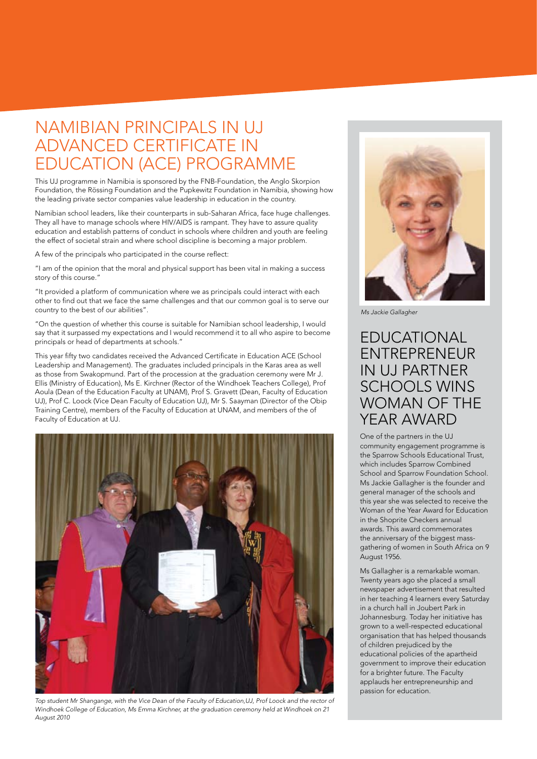# NAMIBIAN PRINCIPALS IN UJ ADVANCED CERTIFICATE IN EDUCATION (ACE) PROGRAMME

This UJ programme in Namibia is sponsored by the FNB-Foundation, the Anglo Skorpion Foundation, the Rössing Foundation and the Pupkewitz Foundation in Namibia, showing how the leading private sector companies value leadership in education in the country.

Namibian school leaders, like their counterparts in sub-Saharan Africa, face huge challenges. They all have to manage schools where HIV/AIDS is rampant. They have to assure quality education and establish patterns of conduct in schools where children and youth are feeling the effect of societal strain and where school discipline is becoming a major problem.

A few of the principals who participated in the course reflect:

"I am of the opinion that the moral and physical support has been vital in making a success story of this course."

"It provided a platform of communication where we as principals could interact with each other to find out that we face the same challenges and that our common goal is to serve our country to the best of our abilities".

"On the question of whether this course is suitable for Namibian school leadership, I would say that it surpassed my expectations and I would recommend it to all who aspire to become principals or head of departments at schools."

This year fifty two candidates received the Advanced Certificate in Education ACE (School Leadership and Management). The graduates included principals in the Karas area as well as those from Swakopmund. Part of the procession at the graduation ceremony were Mr J. Ellis (Ministry of Education), Ms E. Kirchner (Rector of the Windhoek Teachers College), Prof Aoula (Dean of the Education Faculty at UNAM), Prof S. Gravett (Dean, Faculty of Education UJ), Prof C. Loock (Vice Dean Faculty of Education UJ), Mr S. Saayman (Director of the Obip Training Centre), members of the Faculty of Education at UNAM, and members of the of Faculty of Education at UJ.

*Top student Mr Shangange, with the Vice Dean of the Faculty of Education,UJ, Prof Loock and the rector of Windhoek College of Education, Ms Emma Kirchner, at the graduation ceremony held at Windhoek on 21 August 2010*

*Ms Jackie Gallagher*

# EDUCATIONAL ENTREPRENEUR IN UJ PARTNER SCHOOLS WINS WOMAN OF THE YEAR AWARD

One of the partners in the UJ community engagement programme is the Sparrow Schools Educational Trust, which includes Sparrow Combined School and Sparrow Foundation School. Ms Jackie Gallagher is the founder and general manager of the schools and this year she was selected to receive the Woman of the Year Award for Education in the Shoprite Checkers annual awards. This award commemorates the anniversary of the biggest mass-gathering of women in South Africa on 9 August 1956.

Ms Gallagher is a remarkable woman. Twenty years ago she placed a small newspaper advertisement that resulted in her teaching 4 learners every Saturday in a church hall in Joubert Park in Johannesburg. Today her initiative has grown to a well-respected educational organisation that has helped thousands of children prejudiced by the educational policies of the apartheid government to improve their education for a brighter future. The Faculty applauds her entrepreneurship and passion for education.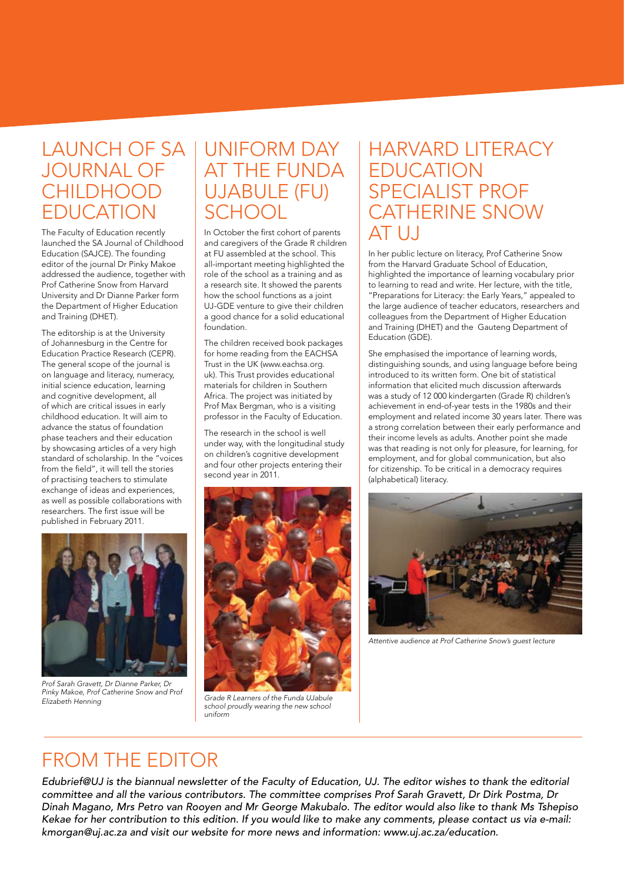## LAUNCH OF SA JOURNAL OF CHILDHOOD EDUCATION

The Faculty of Education recently launched the SA Journal of Childhood Education (SAJCE). The founding editor of the journal Dr Pinky Makoe addressed the audience, together with Prof Catherine Snow from Harvard University and Dr Dianne Parker form the Department of Higher Education and Training (DHET).

The editorship is at the University of Johannesburg in the Centre for Education Practice Research (CEPR). The general scope of the journal is on language and literacy, numeracy, initial science education, learning and cognitive development, all of which are critical issues in early childhood education. It will aim to advance the status of foundation phase teachers and their education by showcasing articles of a very high standard of scholarship. In the "voices from the field", it will tell the stories of practising teachers to stimulate exchange of ideas and experiences, as well as possible collaborations with researchers. The first issue will be published in February 2011.

*Prof Sarah Gravett, Dr Dianne Parker, Dr Pinky Makoe, Prof Catherine Snow and Prof Elizabeth Henning*

## UNIFORM DAY AT THE FUNDA UJABULE (FU) SCHOOL

In October the first cohort of parents and caregivers of the Grade R children at FU assembled at the school. This all-important meeting highlighted the role of the school as a training and as a research site. It showed the parents how the school functions as a joint UJ-GDE venture to give their children a good chance for a solid educational foundation.

The children received book packages for home reading from the EACHSA Trust in the UK (www.eachsa.org.uk). This Trust provides educational materials for children in Southern Africa. The project was initiated by Prof Max Bergman, who is a visiting professor in the Faculty of Education.

The research in the school is well under way, with the longitudinal study on children's cognitive development and four other projects entering their second year in 2011.

*Grade R Learners of the Funda UJabule school proudly wearing the new school uniform*

## HARVARD LITERACY EDUCATION SPECIALIST PROF CATHERINE SNOW AT UJ

In her public lecture on literacy, Prof Catherine Snow from the Harvard Graduate School of Education, highlighted the importance of learning vocabulary prior to learning to read and write. Her lecture, with the title, "Preparations for Literacy: the Early Years," appealed to the large audience of teacher educators, researchers and colleagues from the Department of Higher Education and Training (DHET) and the Gauteng Department of Education (GDE).

She emphasised the importance of learning words, distinguishing sounds, and using language before being introduced to its written form. One bit of statistical information that elicited much discussion afterwards was a study of 12 000 kindergarten (Grade R) children's achievement in end-of-year tests in the 1980s and their employment and related income 30 years later. There was a strong correlation between their early performance and their income levels as adults. Another point she made was that reading is not only for pleasure, for learning, for employment, and for global communication, but also for citizenship. To be critical in a democracy requires (alphabetical) literacy.

*Attentive audience at Prof Catherine Snow's guest lecture*

## FROM THE EDITOR

*Edubrief@UJ is the biannual newsletter of the Faculty of Education, UJ. The editor wishes to thank the editorial committee and all the various contributors. The committee comprises Prof Sarah Gravett, Dr Dirk Postma, Dr Dinah Magano, Mrs Petro van Rooyen and Mr George Makubalo. The editor would also like to thank Ms Tshepiso Kekae for her contribution to this edition. If you would like to make any comments, please contact us via e-mail: kmorgan@uj.ac.za and visit our website for more news and information: www.uj.ac.za/education.*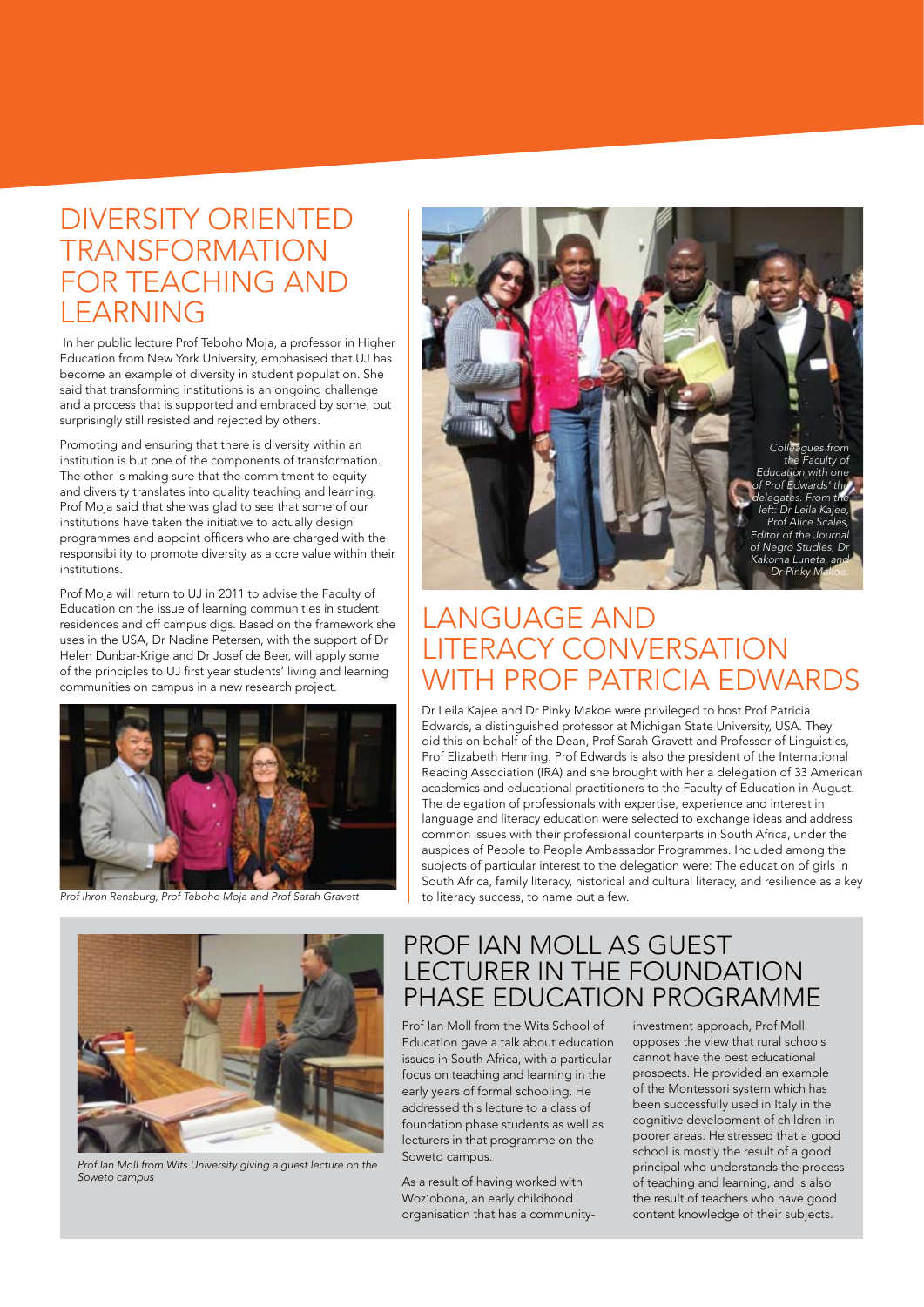# DIVERSITY ORIENTED TRANSFORMATION FOR TEACHING AND LEARNING

In her public lecture Prof Teboho Moja, a professor in Higher Education from New York University, emphasised that UJ has become an example of diversity in student population. She said that transforming institutions is an ongoing challenge and a process that is supported and embraced by some, but surprisingly still resisted and rejected by others.

Promoting and ensuring that there is diversity within an institution is but one of the components of transformation. The other is making sure that the commitment to equity and diversity translates into quality teaching and learning. Prof Moja said that she was glad to see that some of our institutions have taken the initiative to actually design programmes and appoint officers who are charged with the responsibility to promote diversity as a core value within their institutions.

Prof Moja will return to UJ in 2011 to advise the Faculty of Education on the issue of learning communities in student residences and off campus digs. Based on the framework she uses in the USA, Dr Nadine Petersen, with the support of Dr Helen Dunbar-Krige and Dr Josef de Beer, will apply some of the principles to UJ first year students' living and learning communities on campus in a new research project.

*Prof Ihron Rensburg, Prof Teboho Moja and Prof Sarah Gravett*

*Colleagues from the Faculty of Education with one of Prof Edwards' the delegates. From the left: Dr Leila Kajee, Prof Alice Scales, Editor of the Journal of Negro Studies, Dr Kakoma Luneta, and Dr Pinky Makoe.*

# LANGUAGE AND LITERACY CONVERSATION WITH PROF PATRICIA EDWARDS

Dr Leila Kajee and Dr Pinky Makoe were privileged to host Prof Patricia Edwards, a distinguished professor at Michigan State University, USA. They did this on behalf of the Dean, Prof Sarah Gravett and Professor of Linguistics, Prof Elizabeth Henning. Prof Edwards is also the president of the International Reading Association (IRA) and she brought with her a delegation of 33 American academics and educational practitioners to the Faculty of Education in August. The delegation of professionals with expertise, experience and interest in language and literacy education were selected to exchange ideas and address common issues with their professional counterparts in South Africa, under the auspices of People to People Ambassador Programmes. Included among the subjects of particular interest to the delegation were: The education of girls in South Africa, family literacy, historical and cultural literacy, and resilience as a key to literacy success, to name but a few.

*Prof Ian Moll from Wits University giving a guest lecture on the Soweto campus*

# PROF IAN MOLL AS GUEST LECTURER IN THE FOUNDATION PHASE EDUCATION PROGRAMME

Prof Ian Moll from the Wits School of Education gave a talk about education issues in South Africa, with a particular focus on teaching and learning in the early years of formal schooling. He addressed this lecture to a class of foundation phase students as well as lecturers in that programme on the Soweto campus.

As a result of having worked with Woz'obona, an early childhood organisation that has a community-investment approach, Prof Moll opposes the view that rural schools cannot have the best educational prospects. He provided an example of the Montessori system which has been successfully used in Italy in the cognitive development of children in poorer areas. He stressed that a good school is mostly the result of a good principal who understands the process of teaching and learning, and is also the result of teachers who have good content knowledge of their subjects.